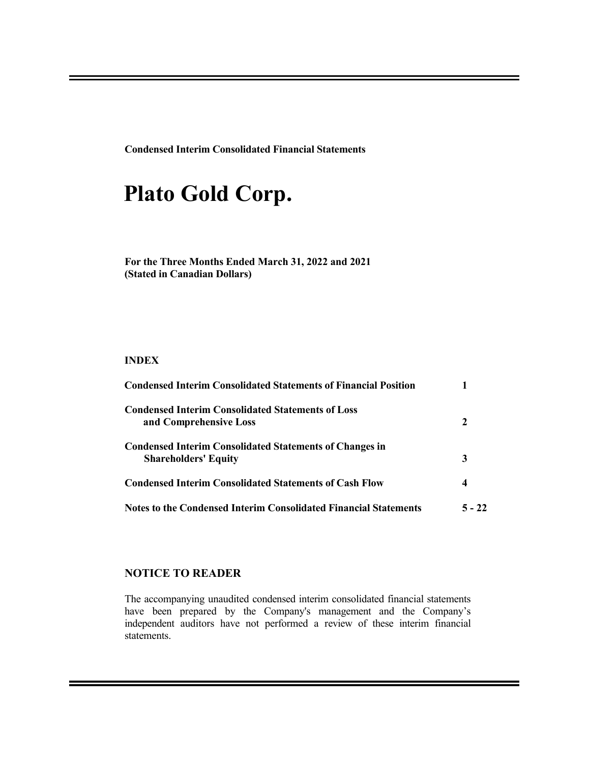**Condensed Interim Consolidated Financial Statements**

# Plato Gold Corp.

**For the Three Months Ended March 31, 2022 and 2021**
**(Stated in Canadian Dollars)**

**INDEX**

| | |
|---|---|
| **Condensed Interim Consolidated Statements of Financial Position** | **1** |
| **Condensed Interim Consolidated Statements of Loss and Comprehensive Loss** | **2** |
| **Condensed Interim Consolidated Statements of Changes in Shareholders' Equity** | **3** |
| **Condensed Interim Consolidated Statements of Cash Flow** | **4** |
| **Notes to the Condensed Interim Consolidated Financial Statements** | **5 - 22** |

## NOTICE TO READER

The accompanying unaudited condensed interim consolidated financial statements have been prepared by the Company's management and the Company's independent auditors have not performed a review of these interim financial statements.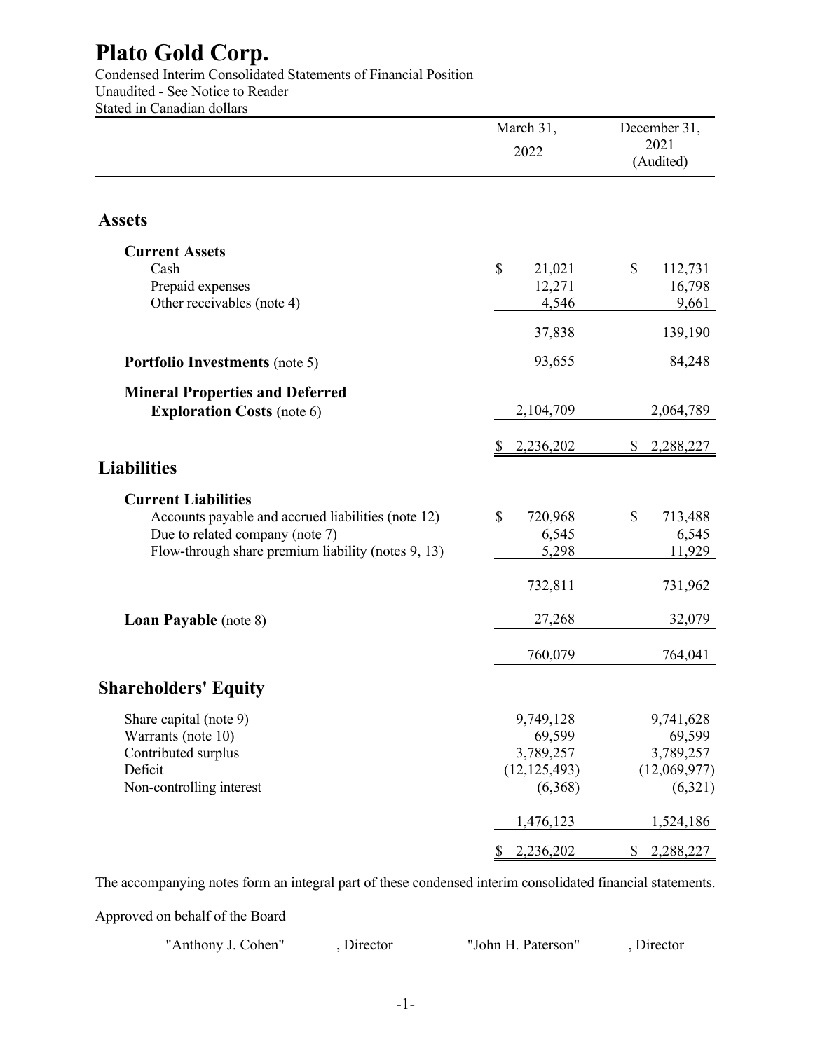# Plato Gold Corp.

Condensed Interim Consolidated Statements of Financial Position
Unaudited - See Notice to Reader
Stated in Canadian dollars

| | March 31, 2022 | December 31, 2021 (Audited) |
|---|---|---|
| **Assets** | | |
| **Current Assets** | | |
| Cash | $ 21,021 | $ 112,731 |
| Prepaid expenses | 12,271 | 16,798 |
| Other receivables (note 4) | 4,546 | 9,661 |
| | 37,838 | 139,190 |
| **Portfolio Investments** (note 5) | 93,655 | 84,248 |
| **Mineral Properties and Deferred Exploration Costs** (note 6) | 2,104,709 | 2,064,789 |
| | $ 2,236,202 | $ 2,288,227 |
| **Liabilities** | | |
| **Current Liabilities** | | |
| Accounts payable and accrued liabilities (note 12) | $ 720,968 | $ 713,488 |
| Due to related company (note 7) | 6,545 | 6,545 |
| Flow-through share premium liability (notes 9, 13) | 5,298 | 11,929 |
| | 732,811 | 731,962 |
| **Loan Payable** (note 8) | 27,268 | 32,079 |
| | 760,079 | 764,041 |
| **Shareholders' Equity** | | |
| Share capital (note 9) | 9,749,128 | 9,741,628 |
| Warrants (note 10) | 69,599 | 69,599 |
| Contributed surplus | 3,789,257 | 3,789,257 |
| Deficit | (12,125,493) | (12,069,977) |
| Non-controlling interest | (6,368) | (6,321) |
| | 1,476,123 | 1,524,186 |
| | $ 2,236,202 | $ 2,288,227 |

The accompanying notes form an integral part of these condensed interim consolidated financial statements.

Approved on behalf of the Board

"Anthony J. Cohen", Director     "John H. Paterson", Director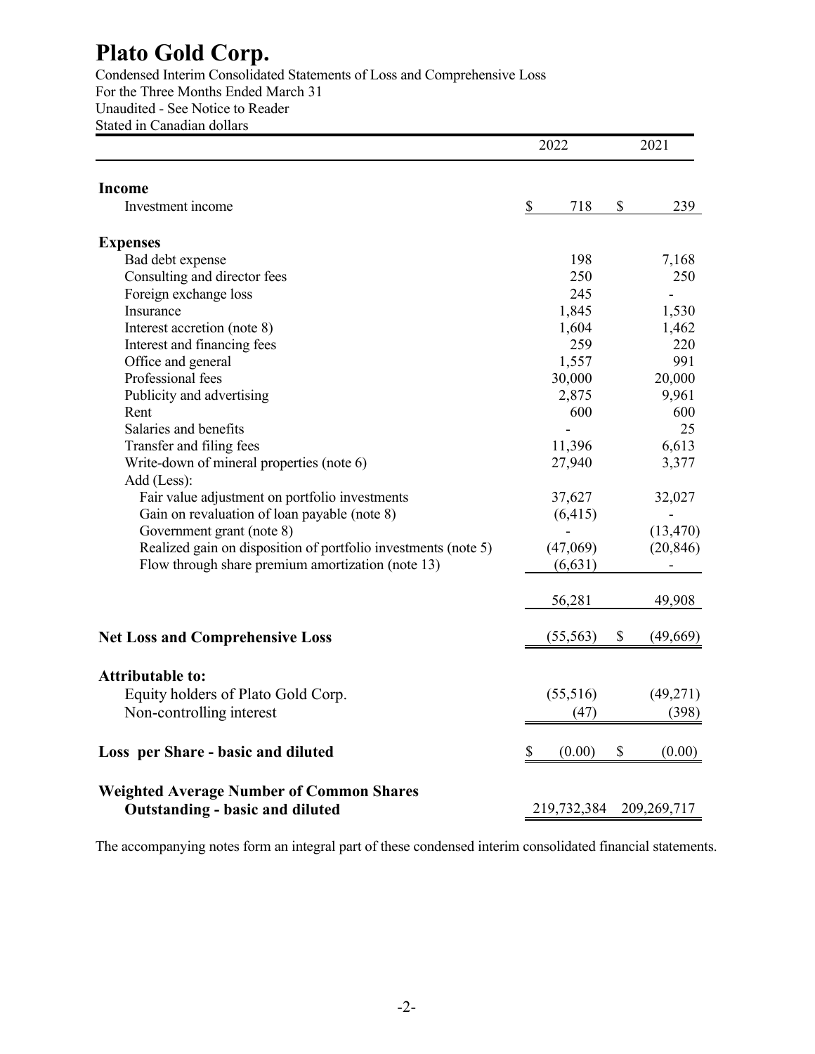# Plato Gold Corp.

Condensed Interim Consolidated Statements of Loss and Comprehensive Loss
For the Three Months Ended March 31
Unaudited - See Notice to Reader
Stated in Canadian dollars

| | 2022 | 2021 |
|---|---|---|
| **Income** | | |
| Investment income | $ 718 | $ 239 |
| **Expenses** | | |
| Bad debt expense | 198 | 7,168 |
| Consulting and director fees | 250 | 250 |
| Foreign exchange loss | 245 | - |
| Insurance | 1,845 | 1,530 |
| Interest accretion (note 8) | 1,604 | 1,462 |
| Interest and financing fees | 259 | 220 |
| Office and general | 1,557 | 991 |
| Professional fees | 30,000 | 20,000 |
| Publicity and advertising | 2,875 | 9,961 |
| Rent | 600 | 600 |
| Salaries and benefits | - | 25 |
| Transfer and filing fees | 11,396 | 6,613 |
| Write-down of mineral properties (note 6) | 27,940 | 3,377 |
| Add (Less): | | |
| Fair value adjustment on portfolio investments | 37,627 | 32,027 |
| Gain on revaluation of loan payable (note 8) | (6,415) | - |
| Government grant (note 8) | - | (13,470) |
| Realized gain on disposition of portfolio investments (note 5) | (47,069) | (20,846) |
| Flow through share premium amortization (note 13) | (6,631) | - |
| | 56,281 | 49,908 |
| **Net Loss and Comprehensive Loss** | (55,563) | $ (49,669) |
| **Attributable to:** | | |
| Equity holders of Plato Gold Corp. | (55,516) | (49,271) |
| Non-controlling interest | (47) | (398) |
| **Loss per Share - basic and diluted** | $ (0.00) | $ (0.00) |
| **Weighted Average Number of Common Shares Outstanding - basic and diluted** | 219,732,384 | 209,269,717 |

The accompanying notes form an integral part of these condensed interim consolidated financial statements.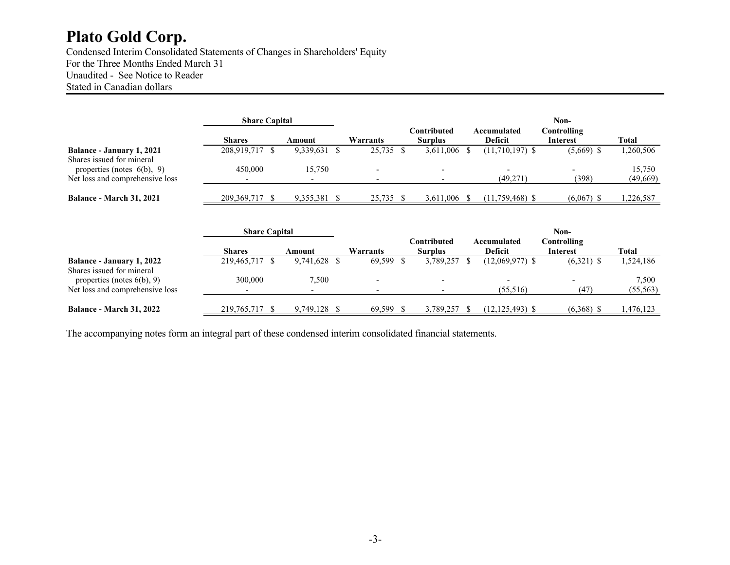# Plato Gold Corp.

Condensed Interim Consolidated Statements of Changes in Shareholders' Equity
For the Three Months Ended March 31
Unaudited - See Notice to Reader
Stated in Canadian dollars

| | Share Capital | | | | | | |
|---|---|---|---|---|---|---|---|
| | Shares | Amount | Warrants | Contributed Surplus | Accumulated Deficit | Non-Controlling Interest | Total |
| **Balance - January 1, 2021** | 208,919,717 | $ 9,339,631 | $ 25,735 | $ 3,611,006 | $ (11,710,197) | $ (5,669) | $ 1,260,506 |
| Shares issued for mineral properties (notes 6(b), 9) | 450,000 | 15,750 | - | - | - | - | 15,750 |
| Net loss and comprehensive loss | - | - | - | - | (49,271) | (398) | (49,669) |
| **Balance - March 31, 2021** | 209,369,717 | $ 9,355,381 | $ 25,735 | $ 3,611,006 | $ (11,759,468) | $ (6,067) | $ 1,226,587 |

| | Share Capital | | | | | | |
|---|---|---|---|---|---|---|---|
| | Shares | Amount | Warrants | Contributed Surplus | Accumulated Deficit | Non-Controlling Interest | Total |
| **Balance - January 1, 2022** | 219,465,717 | $ 9,741,628 | $ 69,599 | $ 3,789,257 | $ (12,069,977) | $ (6,321) | $ 1,524,186 |
| Shares issued for mineral properties (notes 6(b), 9) | 300,000 | 7,500 | - | - | - | - | 7,500 |
| Net loss and comprehensive loss | - | - | - | - | (55,516) | (47) | (55,563) |
| **Balance - March 31, 2022** | 219,765,717 | $ 9,749,128 | $ 69,599 | $ 3,789,257 | $ (12,125,493) | $ (6,368) | $ 1,476,123 |

The accompanying notes form an integral part of these condensed interim consolidated financial statements.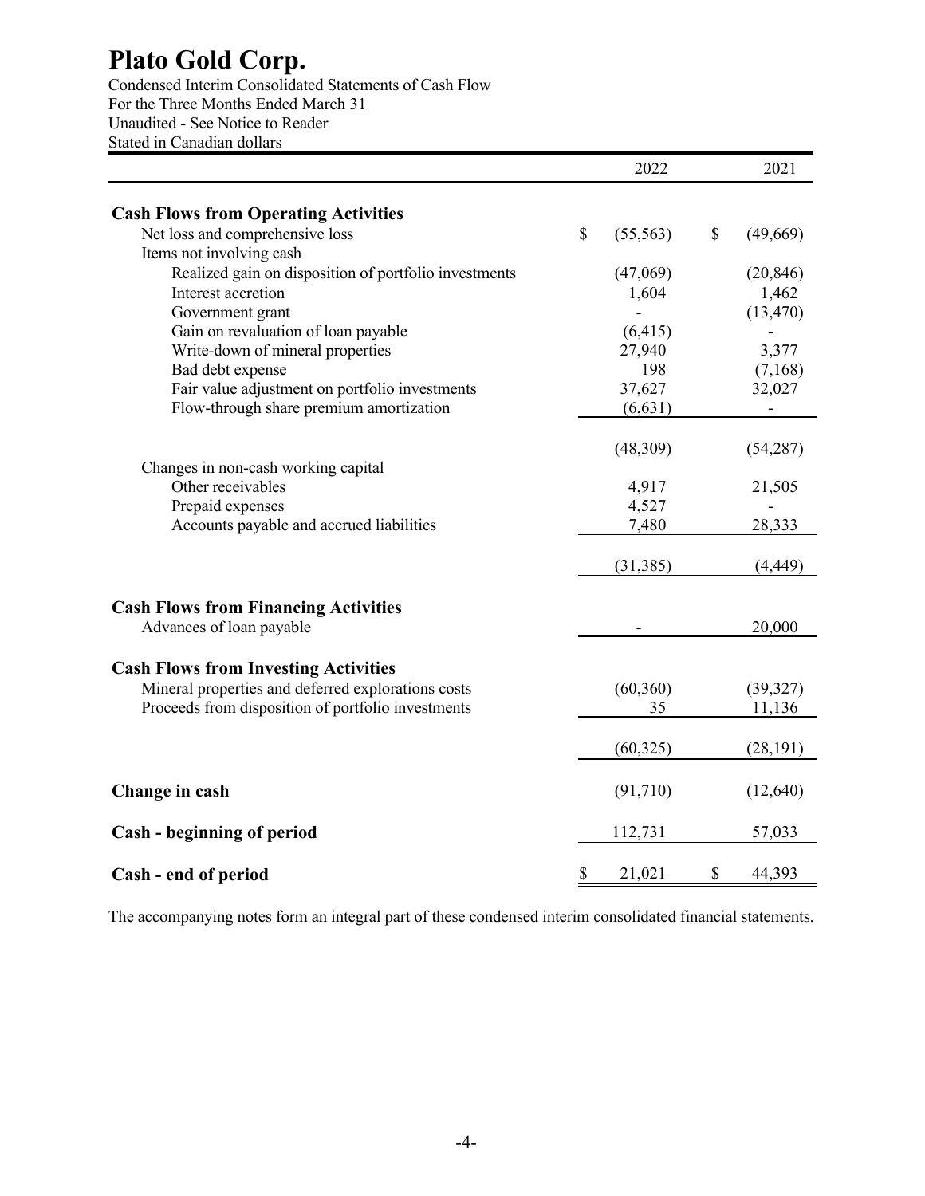# Plato Gold Corp.

Condensed Interim Consolidated Statements of Cash Flow
For the Three Months Ended March 31
Unaudited - See Notice to Reader
Stated in Canadian dollars

| | 2022 | 2021 |
|---|---|---|
| **Cash Flows from Operating Activities** | | |
| Net loss and comprehensive loss | $ (55,563) | $ (49,669) |
| Items not involving cash | | |
| Realized gain on disposition of portfolio investments | (47,069) | (20,846) |
| Interest accretion | 1,604 | 1,462 |
| Government grant | - | (13,470) |
| Gain on revaluation of loan payable | (6,415) | - |
| Write-down of mineral properties | 27,940 | 3,377 |
| Bad debt expense | 198 | (7,168) |
| Fair value adjustment on portfolio investments | 37,627 | 32,027 |
| Flow-through share premium amortization | (6,631) | - |
| | (48,309) | (54,287) |
| Changes in non-cash working capital | | |
| Other receivables | 4,917 | 21,505 |
| Prepaid expenses | 4,527 | - |
| Accounts payable and accrued liabilities | 7,480 | 28,333 |
| | (31,385) | (4,449) |
| **Cash Flows from Financing Activities** | | |
| Advances of loan payable | - | 20,000 |
| **Cash Flows from Investing Activities** | | |
| Mineral properties and deferred explorations costs | (60,360) | (39,327) |
| Proceeds from disposition of portfolio investments | 35 | 11,136 |
| | (60,325) | (28,191) |
| **Change in cash** | (91,710) | (12,640) |
| **Cash - beginning of period** | 112,731 | 57,033 |
| **Cash - end of period** | $ 21,021 | $ 44,393 |

The accompanying notes form an integral part of these condensed interim consolidated financial statements.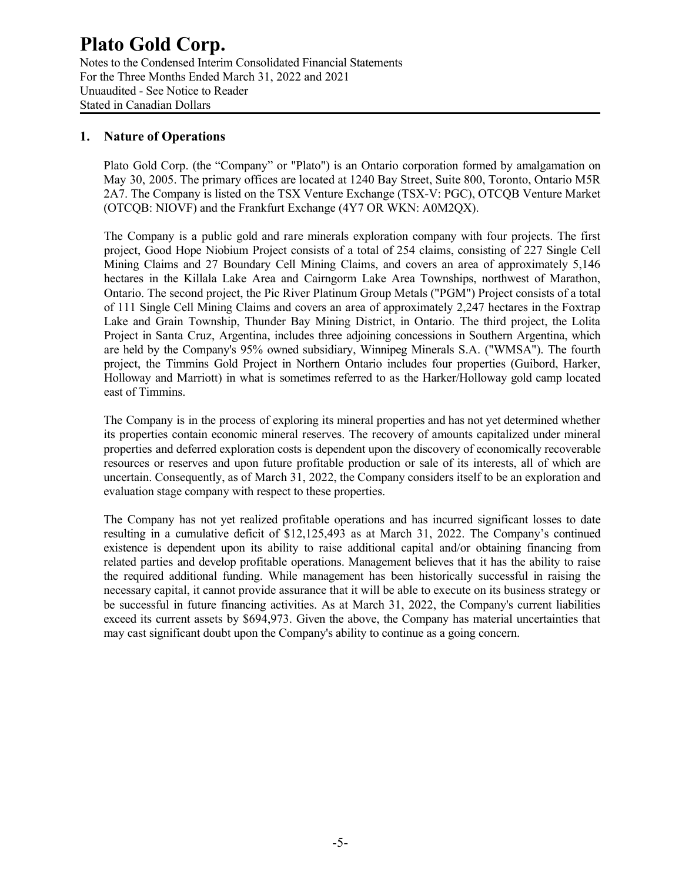## 1. Nature of Operations

Plato Gold Corp. (the "Company" or "Plato") is an Ontario corporation formed by amalgamation on May 30, 2005. The primary offices are located at 1240 Bay Street, Suite 800, Toronto, Ontario M5R 2A7. The Company is listed on the TSX Venture Exchange (TSX-V: PGC), OTCQB Venture Market (OTCQB: NIOVF) and the Frankfurt Exchange (4Y7 OR WKN: A0M2QX).

The Company is a public gold and rare minerals exploration company with four projects. The first project, Good Hope Niobium Project consists of a total of 254 claims, consisting of 227 Single Cell Mining Claims and 27 Boundary Cell Mining Claims, and covers an area of approximately 5,146 hectares in the Killala Lake Area and Cairngorm Lake Area Townships, northwest of Marathon, Ontario. The second project, the Pic River Platinum Group Metals ("PGM") Project consists of a total of 111 Single Cell Mining Claims and covers an area of approximately 2,247 hectares in the Foxtrap Lake and Grain Township, Thunder Bay Mining District, in Ontario. The third project, the Lolita Project in Santa Cruz, Argentina, includes three adjoining concessions in Southern Argentina, which are held by the Company's 95% owned subsidiary, Winnipeg Minerals S.A. ("WMSA"). The fourth project, the Timmins Gold Project in Northern Ontario includes four properties (Guibord, Harker, Holloway and Marriott) in what is sometimes referred to as the Harker/Holloway gold camp located east of Timmins.

The Company is in the process of exploring its mineral properties and has not yet determined whether its properties contain economic mineral reserves. The recovery of amounts capitalized under mineral properties and deferred exploration costs is dependent upon the discovery of economically recoverable resources or reserves and upon future profitable production or sale of its interests, all of which are uncertain. Consequently, as of March 31, 2022, the Company considers itself to be an exploration and evaluation stage company with respect to these properties.

The Company has not yet realized profitable operations and has incurred significant losses to date resulting in a cumulative deficit of $12,125,493 as at March 31, 2022. The Company's continued existence is dependent upon its ability to raise additional capital and/or obtaining financing from related parties and develop profitable operations. Management believes that it has the ability to raise the required additional funding. While management has been historically successful in raising the necessary capital, it cannot provide assurance that it will be able to execute on its business strategy or be successful in future financing activities. As at March 31, 2022, the Company's current liabilities exceed its current assets by $694,973. Given the above, the Company has material uncertainties that may cast significant doubt upon the Company's ability to continue as a going concern.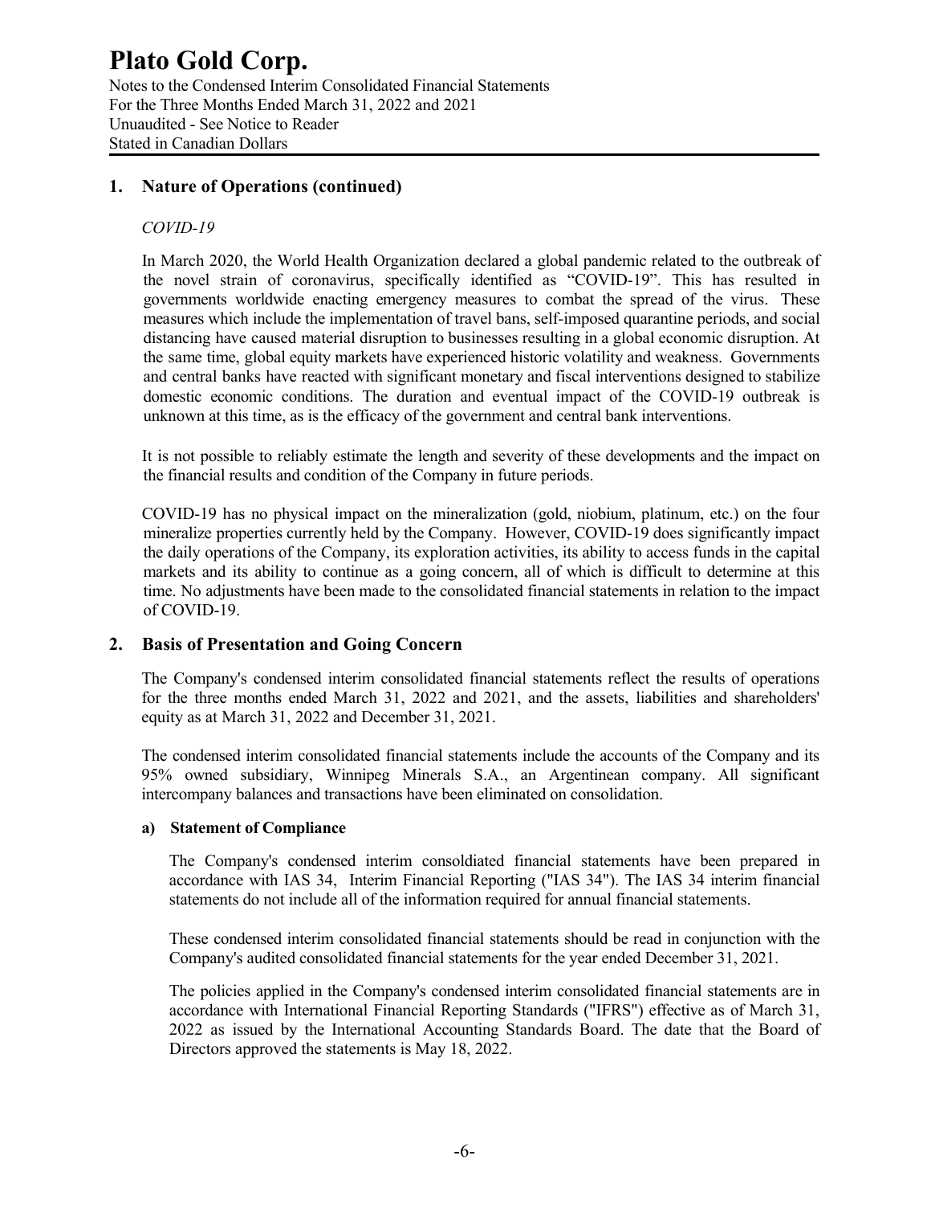## 1. Nature of Operations (continued)

*COVID-19*

In March 2020, the World Health Organization declared a global pandemic related to the outbreak of the novel strain of coronavirus, specifically identified as "COVID-19". This has resulted in governments worldwide enacting emergency measures to combat the spread of the virus. These measures which include the implementation of travel bans, self-imposed quarantine periods, and social distancing have caused material disruption to businesses resulting in a global economic disruption. At the same time, global equity markets have experienced historic volatility and weakness. Governments and central banks have reacted with significant monetary and fiscal interventions designed to stabilize domestic economic conditions. The duration and eventual impact of the COVID-19 outbreak is unknown at this time, as is the efficacy of the government and central bank interventions.

It is not possible to reliably estimate the length and severity of these developments and the impact on the financial results and condition of the Company in future periods.

COVID-19 has no physical impact on the mineralization (gold, niobium, platinum, etc.) on the four mineralize properties currently held by the Company. However, COVID-19 does significantly impact the daily operations of the Company, its exploration activities, its ability to access funds in the capital markets and its ability to continue as a going concern, all of which is difficult to determine at this time. No adjustments have been made to the consolidated financial statements in relation to the impact of COVID-19.

## 2. Basis of Presentation and Going Concern

The Company's condensed interim consolidated financial statements reflect the results of operations for the three months ended March 31, 2022 and 2021, and the assets, liabilities and shareholders' equity as at March 31, 2022 and December 31, 2021.

The condensed interim consolidated financial statements include the accounts of the Company and its 95% owned subsidiary, Winnipeg Minerals S.A., an Argentinean company. All significant intercompany balances and transactions have been eliminated on consolidation.

### a) Statement of Compliance

The Company's condensed interim consoldiated financial statements have been prepared in accordance with IAS 34, Interim Financial Reporting ("IAS 34"). The IAS 34 interim financial statements do not include all of the information required for annual financial statements.

These condensed interim consolidated financial statements should be read in conjunction with the Company's audited consolidated financial statements for the year ended December 31, 2021.

The policies applied in the Company's condensed interim consolidated financial statements are in accordance with International Financial Reporting Standards ("IFRS") effective as of March 31, 2022 as issued by the International Accounting Standards Board. The date that the Board of Directors approved the statements is May 18, 2022.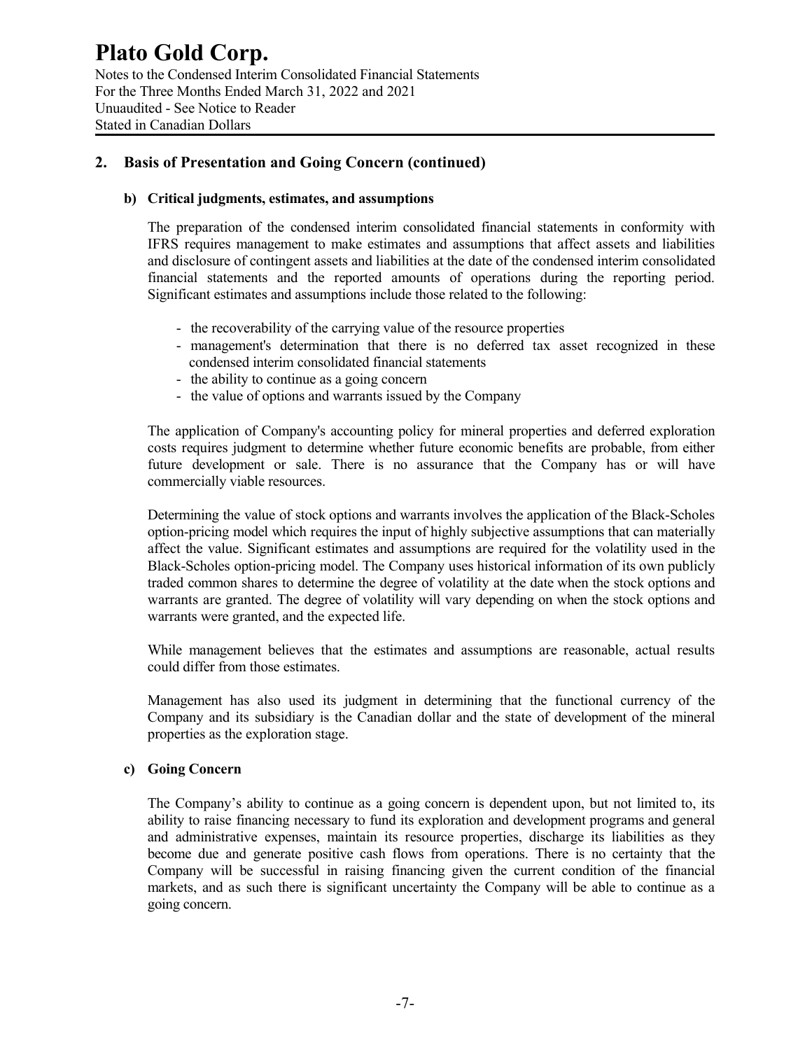## 2. Basis of Presentation and Going Concern (continued)

### b) Critical judgments, estimates, and assumptions

The preparation of the condensed interim consolidated financial statements in conformity with IFRS requires management to make estimates and assumptions that affect assets and liabilities and disclosure of contingent assets and liabilities at the date of the condensed interim consolidated financial statements and the reported amounts of operations during the reporting period. Significant estimates and assumptions include those related to the following:

- the recoverability of the carrying value of the resource properties
- management's determination that there is no deferred tax asset recognized in these condensed interim consolidated financial statements
- the ability to continue as a going concern
- the value of options and warrants issued by the Company

The application of Company's accounting policy for mineral properties and deferred exploration costs requires judgment to determine whether future economic benefits are probable, from either future development or sale. There is no assurance that the Company has or will have commercially viable resources.

Determining the value of stock options and warrants involves the application of the Black-Scholes option-pricing model which requires the input of highly subjective assumptions that can materially affect the value. Significant estimates and assumptions are required for the volatility used in the Black-Scholes option-pricing model. The Company uses historical information of its own publicly traded common shares to determine the degree of volatility at the date when the stock options and warrants are granted. The degree of volatility will vary depending on when the stock options and warrants were granted, and the expected life.

While management believes that the estimates and assumptions are reasonable, actual results could differ from those estimates.

Management has also used its judgment in determining that the functional currency of the Company and its subsidiary is the Canadian dollar and the state of development of the mineral properties as the exploration stage.

### c) Going Concern

The Company's ability to continue as a going concern is dependent upon, but not limited to, its ability to raise financing necessary to fund its exploration and development programs and general and administrative expenses, maintain its resource properties, discharge its liabilities as they become due and generate positive cash flows from operations. There is no certainty that the Company will be successful in raising financing given the current condition of the financial markets, and as such there is significant uncertainty the Company will be able to continue as a going concern.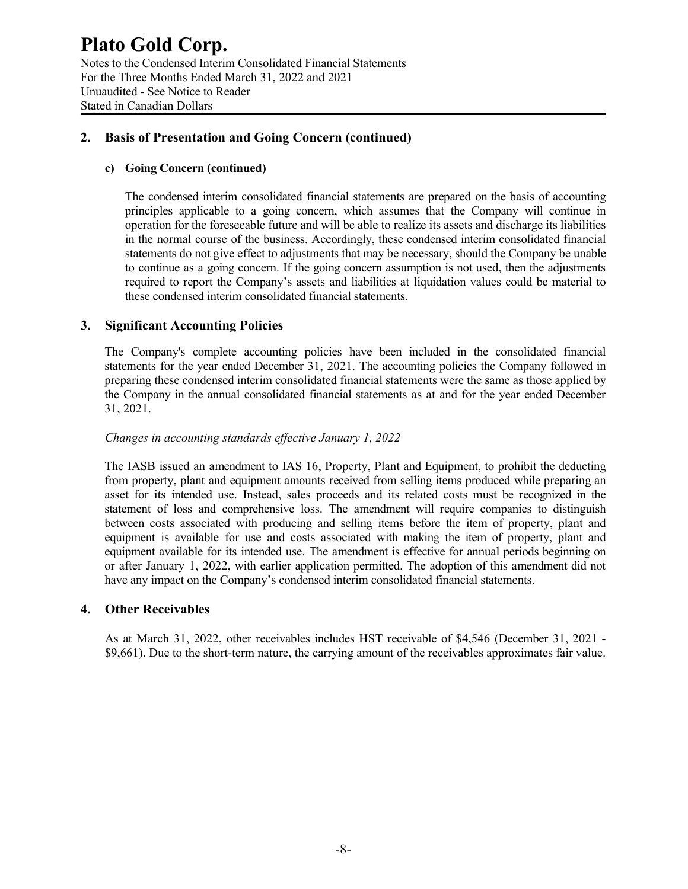## 2. Basis of Presentation and Going Concern (continued)

### c) Going Concern (continued)

The condensed interim consolidated financial statements are prepared on the basis of accounting principles applicable to a going concern, which assumes that the Company will continue in operation for the foreseeable future and will be able to realize its assets and discharge its liabilities in the normal course of the business. Accordingly, these condensed interim consolidated financial statements do not give effect to adjustments that may be necessary, should the Company be unable to continue as a going concern. If the going concern assumption is not used, then the adjustments required to report the Company's assets and liabilities at liquidation values could be material to these condensed interim consolidated financial statements.

## 3. Significant Accounting Policies

The Company's complete accounting policies have been included in the consolidated financial statements for the year ended December 31, 2021. The accounting policies the Company followed in preparing these condensed interim consolidated financial statements were the same as those applied by the Company in the annual consolidated financial statements as at and for the year ended December 31, 2021.

*Changes in accounting standards effective January 1, 2022*

The IASB issued an amendment to IAS 16, Property, Plant and Equipment, to prohibit the deducting from property, plant and equipment amounts received from selling items produced while preparing an asset for its intended use. Instead, sales proceeds and its related costs must be recognized in the statement of loss and comprehensive loss. The amendment will require companies to distinguish between costs associated with producing and selling items before the item of property, plant and equipment is available for use and costs associated with making the item of property, plant and equipment available for its intended use. The amendment is effective for annual periods beginning on or after January 1, 2022, with earlier application permitted. The adoption of this amendment did not have any impact on the Company's condensed interim consolidated financial statements.

## 4. Other Receivables

As at March 31, 2022, other receivables includes HST receivable of $4,546 (December 31, 2021 - $9,661). Due to the short-term nature, the carrying amount of the receivables approximates fair value.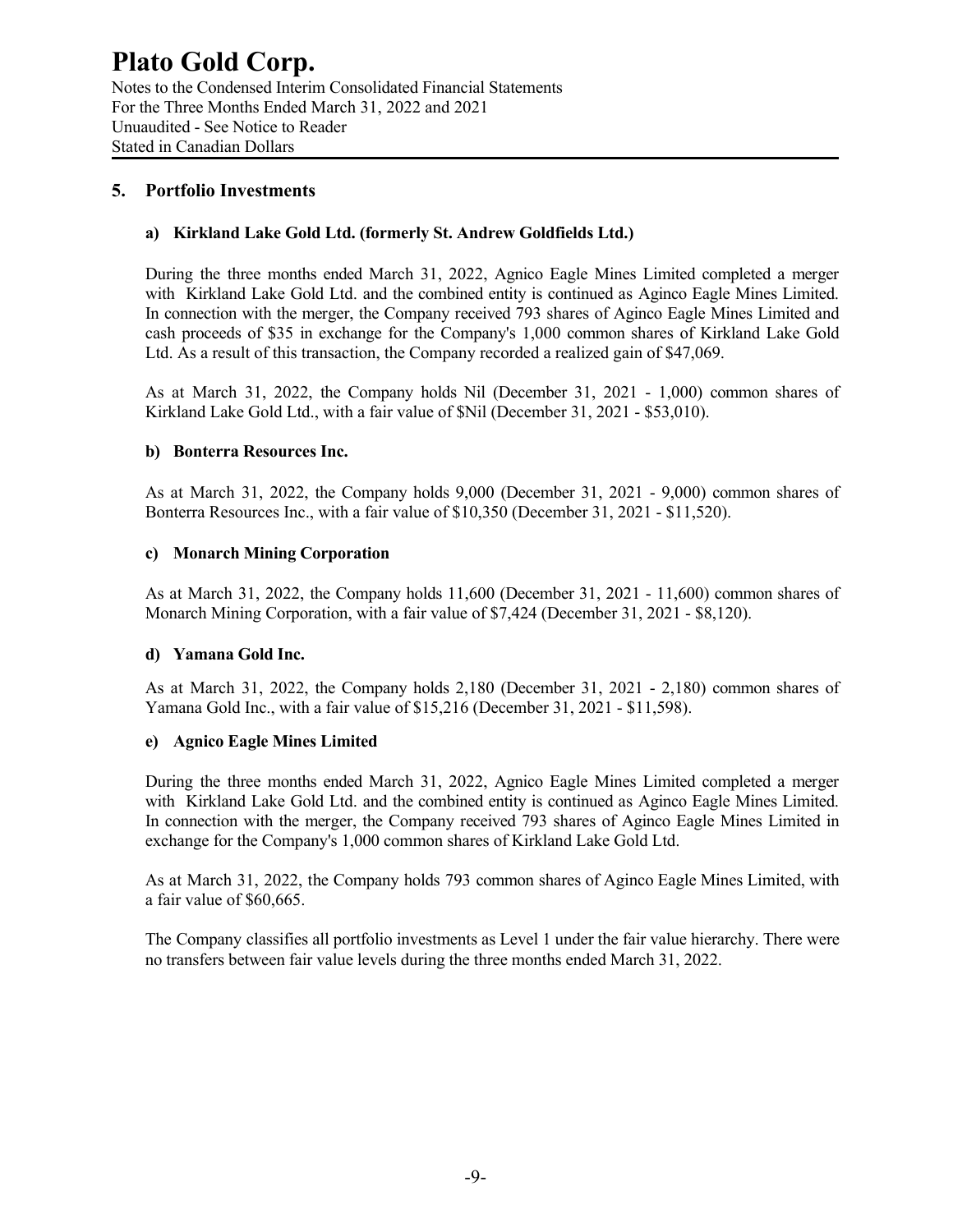## 5. Portfolio Investments

### a) Kirkland Lake Gold Ltd. (formerly St. Andrew Goldfields Ltd.)

During the three months ended March 31, 2022, Agnico Eagle Mines Limited completed a merger with Kirkland Lake Gold Ltd. and the combined entity is continued as Aginco Eagle Mines Limited. In connection with the merger, the Company received 793 shares of Aginco Eagle Mines Limited and cash proceeds of $35 in exchange for the Company's 1,000 common shares of Kirkland Lake Gold Ltd. As a result of this transaction, the Company recorded a realized gain of $47,069.

As at March 31, 2022, the Company holds Nil (December 31, 2021 - 1,000) common shares of Kirkland Lake Gold Ltd., with a fair value of $Nil (December 31, 2021 - $53,010).

### b) Bonterra Resources Inc.

As at March 31, 2022, the Company holds 9,000 (December 31, 2021 - 9,000) common shares of Bonterra Resources Inc., with a fair value of $10,350 (December 31, 2021 - $11,520).

### c) Monarch Mining Corporation

As at March 31, 2022, the Company holds 11,600 (December 31, 2021 - 11,600) common shares of Monarch Mining Corporation, with a fair value of $7,424 (December 31, 2021 - $8,120).

### d) Yamana Gold Inc.

As at March 31, 2022, the Company holds 2,180 (December 31, 2021 - 2,180) common shares of Yamana Gold Inc., with a fair value of $15,216 (December 31, 2021 - $11,598).

### e) Agnico Eagle Mines Limited

During the three months ended March 31, 2022, Agnico Eagle Mines Limited completed a merger with Kirkland Lake Gold Ltd. and the combined entity is continued as Aginco Eagle Mines Limited. In connection with the merger, the Company received 793 shares of Aginco Eagle Mines Limited in exchange for the Company's 1,000 common shares of Kirkland Lake Gold Ltd.

As at March 31, 2022, the Company holds 793 common shares of Aginco Eagle Mines Limited, with a fair value of $60,665.

The Company classifies all portfolio investments as Level 1 under the fair value hierarchy. There were no transfers between fair value levels during the three months ended March 31, 2022.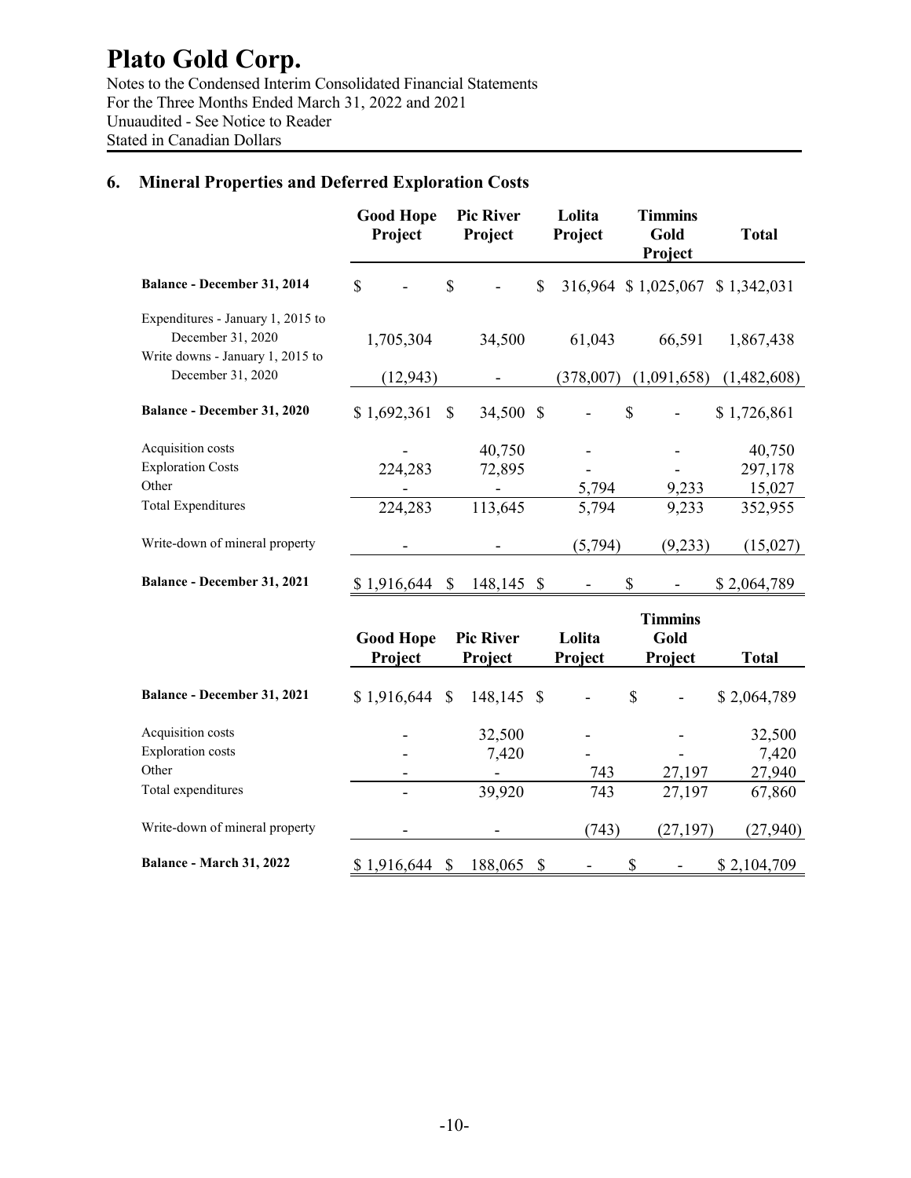## 6. Mineral Properties and Deferred Exploration Costs

| | Good Hope Project | Pic River Project | Lolita Project | Timmins Gold Project | Total |
|---|---|---|---|---|---|
| **Balance - December 31, 2014** | $ - | $ - | $ 316,964 | $ 1,025,067 | $ 1,342,031 |
| Expenditures - January 1, 2015 to December 31, 2020 | 1,705,304 | 34,500 | 61,043 | 66,591 | 1,867,438 |
| Write downs - January 1, 2015 to December 31, 2020 | (12,943) | - | (378,007) | (1,091,658) | (1,482,608) |
| **Balance - December 31, 2020** | $ 1,692,361 | $ 34,500 | $ - | $ - | $ 1,726,861 |
| Acquisition costs | - | 40,750 | - | - | 40,750 |
| Exploration Costs | 224,283 | 72,895 | - | - | 297,178 |
| Other | - | - | 5,794 | 9,233 | 15,027 |
| Total Expenditures | 224,283 | 113,645 | 5,794 | 9,233 | 352,955 |
| Write-down of mineral property | - | - | (5,794) | (9,233) | (15,027) |
| **Balance - December 31, 2021** | $ 1,916,644 | $ 148,145 | $ - | $ - | $ 2,064,789 |

| | Good Hope Project | Pic River Project | Lolita Project | Timmins Gold Project | Total |
|---|---|---|---|---|---|
| **Balance - December 31, 2021** | $ 1,916,644 | $ 148,145 | $ - | $ - | $ 2,064,789 |
| Acquisition costs | - | 32,500 | - | - | 32,500 |
| Exploration costs | - | 7,420 | - | - | 7,420 |
| Other | - | - | 743 | 27,197 | 27,940 |
| Total expenditures | - | 39,920 | 743 | 27,197 | 67,860 |
| Write-down of mineral property | - | - | (743) | (27,197) | (27,940) |
| **Balance - March 31, 2022** | $ 1,916,644 | $ 188,065 | $ - | $ - | $ 2,104,709 |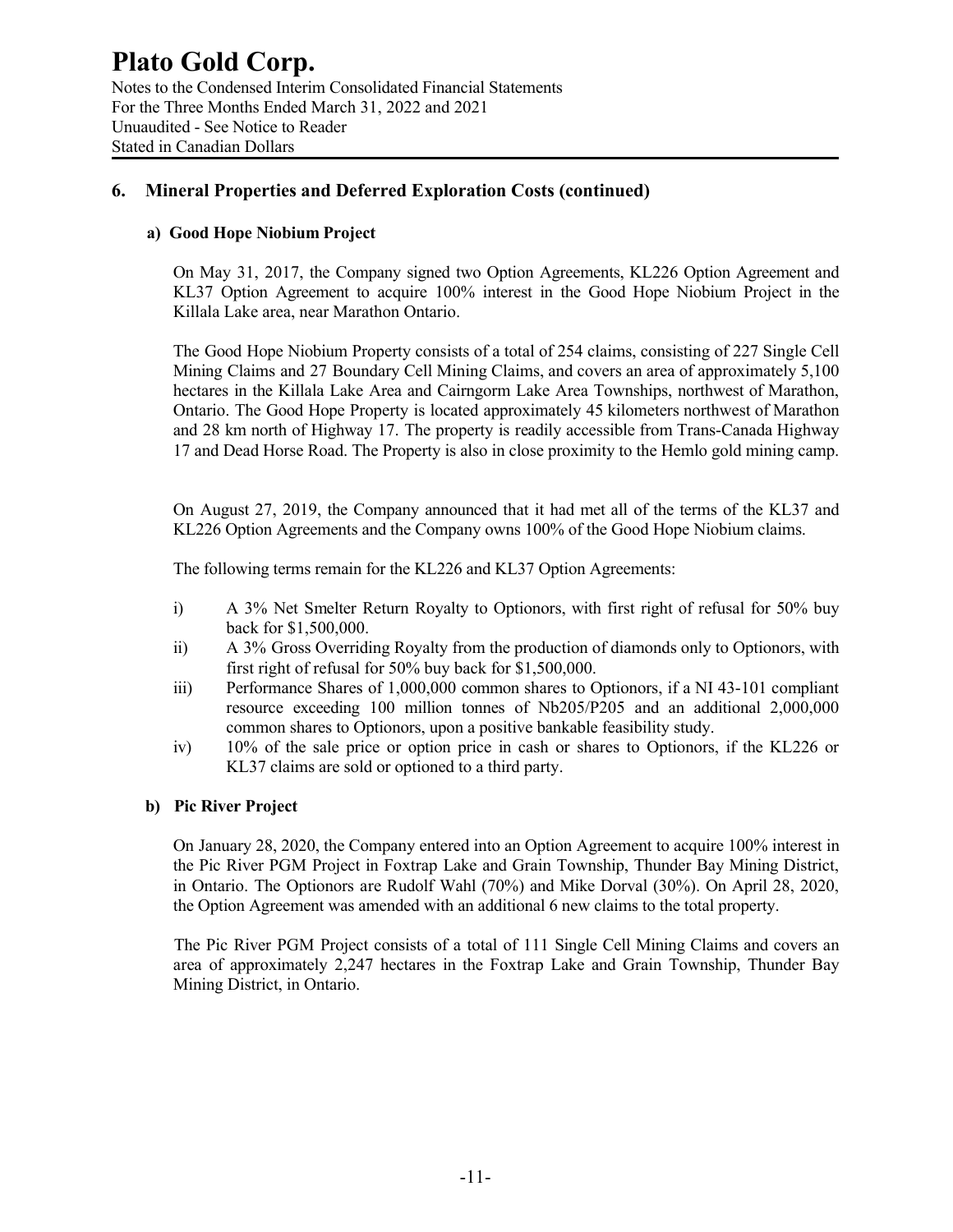## 6. Mineral Properties and Deferred Exploration Costs (continued)

### a) Good Hope Niobium Project

On May 31, 2017, the Company signed two Option Agreements, KL226 Option Agreement and KL37 Option Agreement to acquire 100% interest in the Good Hope Niobium Project in the Killala Lake area, near Marathon Ontario.

The Good Hope Niobium Property consists of a total of 254 claims, consisting of 227 Single Cell Mining Claims and 27 Boundary Cell Mining Claims, and covers an area of approximately 5,100 hectares in the Killala Lake Area and Cairngorm Lake Area Townships, northwest of Marathon, Ontario. The Good Hope Property is located approximately 45 kilometers northwest of Marathon and 28 km north of Highway 17. The property is readily accessible from Trans-Canada Highway 17 and Dead Horse Road. The Property is also in close proximity to the Hemlo gold mining camp.

On August 27, 2019, the Company announced that it had met all of the terms of the KL37 and KL226 Option Agreements and the Company owns 100% of the Good Hope Niobium claims.

The following terms remain for the KL226 and KL37 Option Agreements:

i) A 3% Net Smelter Return Royalty to Optionors, with first right of refusal for 50% buy back for $1,500,000.
ii) A 3% Gross Overriding Royalty from the production of diamonds only to Optionors, with first right of refusal for 50% buy back for $1,500,000.
iii) Performance Shares of 1,000,000 common shares to Optionors, if a NI 43-101 compliant resource exceeding 100 million tonnes of Nb205/P205 and an additional 2,000,000 common shares to Optionors, upon a positive bankable feasibility study.
iv) 10% of the sale price or option price in cash or shares to Optionors, if the KL226 or KL37 claims are sold or optioned to a third party.

### b) Pic River Project

On January 28, 2020, the Company entered into an Option Agreement to acquire 100% interest in the Pic River PGM Project in Foxtrap Lake and Grain Township, Thunder Bay Mining District, in Ontario. The Optionors are Rudolf Wahl (70%) and Mike Dorval (30%). On April 28, 2020, the Option Agreement was amended with an additional 6 new claims to the total property.

The Pic River PGM Project consists of a total of 111 Single Cell Mining Claims and covers an area of approximately 2,247 hectares in the Foxtrap Lake and Grain Township, Thunder Bay Mining District, in Ontario.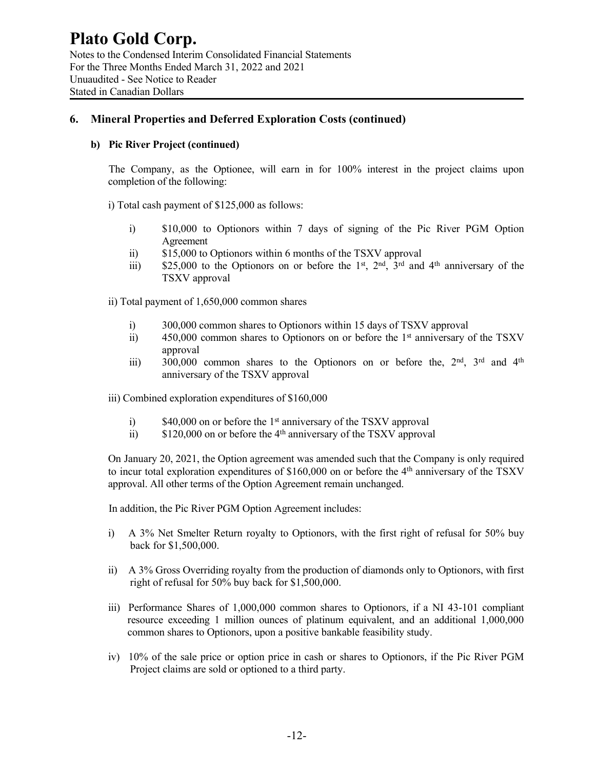## 6. Mineral Properties and Deferred Exploration Costs (continued)

### b) Pic River Project (continued)

The Company, as the Optionee, will earn in for 100% interest in the project claims upon completion of the following:

i) Total cash payment of $125,000 as follows:

- i) $10,000 to Optionors within 7 days of signing of the Pic River PGM Option Agreement
- ii) $15,000 to Optionors within 6 months of the TSXV approval
- iii) $25,000 to the Optionors on or before the 1st, 2nd, 3rd and 4th anniversary of the TSXV approval

ii) Total payment of 1,650,000 common shares

- i) 300,000 common shares to Optionors within 15 days of TSXV approval
- ii) 450,000 common shares to Optionors on or before the 1st anniversary of the TSXV approval
- iii) 300,000 common shares to the Optionors on or before the, 2nd, 3rd and 4th anniversary of the TSXV approval

iii) Combined exploration expenditures of $160,000

- i) $40,000 on or before the 1st anniversary of the TSXV approval
- ii) $120,000 on or before the 4th anniversary of the TSXV approval

On January 20, 2021, the Option agreement was amended such that the Company is only required to incur total exploration expenditures of $160,000 on or before the 4th anniversary of the TSXV approval. All other terms of the Option Agreement remain unchanged.

In addition, the Pic River PGM Option Agreement includes:

- i) A 3% Net Smelter Return royalty to Optionors, with the first right of refusal for 50% buy back for $1,500,000.
- ii) A 3% Gross Overriding royalty from the production of diamonds only to Optionors, with first right of refusal for 50% buy back for $1,500,000.
- iii) Performance Shares of 1,000,000 common shares to Optionors, if a NI 43-101 compliant resource exceeding 1 million ounces of platinum equivalent, and an additional 1,000,000 common shares to Optionors, upon a positive bankable feasibility study.
- iv) 10% of the sale price or option price in cash or shares to Optionors, if the Pic River PGM Project claims are sold or optioned to a third party.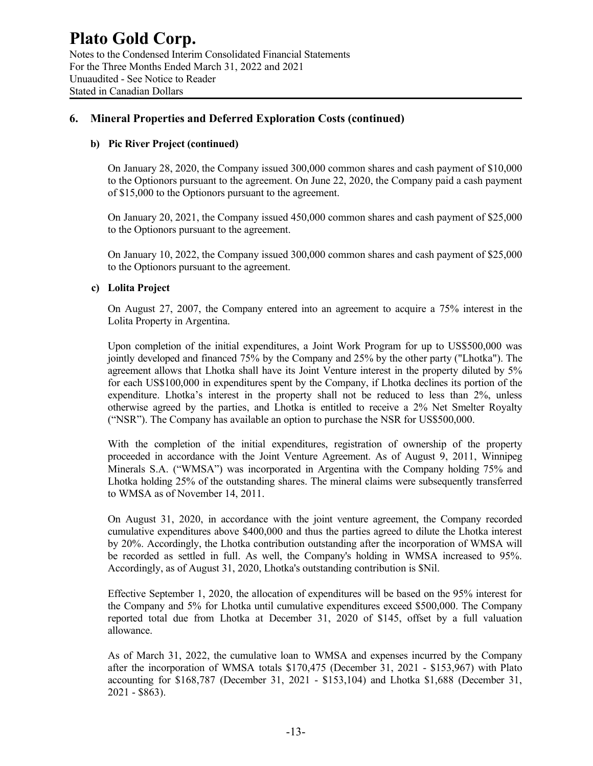## 6. Mineral Properties and Deferred Exploration Costs (continued)

### b) Pic River Project (continued)

On January 28, 2020, the Company issued 300,000 common shares and cash payment of $10,000 to the Optionors pursuant to the agreement. On June 22, 2020, the Company paid a cash payment of $15,000 to the Optionors pursuant to the agreement.

On January 20, 2021, the Company issued 450,000 common shares and cash payment of $25,000 to the Optionors pursuant to the agreement.

On January 10, 2022, the Company issued 300,000 common shares and cash payment of $25,000 to the Optionors pursuant to the agreement.

### c) Lolita Project

On August 27, 2007, the Company entered into an agreement to acquire a 75% interest in the Lolita Property in Argentina.

Upon completion of the initial expenditures, a Joint Work Program for up to US$500,000 was jointly developed and financed 75% by the Company and 25% by the other party ("Lhotka"). The agreement allows that Lhotka shall have its Joint Venture interest in the property diluted by 5% for each US$100,000 in expenditures spent by the Company, if Lhotka declines its portion of the expenditure. Lhotka's interest in the property shall not be reduced to less than 2%, unless otherwise agreed by the parties, and Lhotka is entitled to receive a 2% Net Smelter Royalty ("NSR"). The Company has available an option to purchase the NSR for US$500,000.

With the completion of the initial expenditures, registration of ownership of the property proceeded in accordance with the Joint Venture Agreement. As of August 9, 2011, Winnipeg Minerals S.A. ("WMSA") was incorporated in Argentina with the Company holding 75% and Lhotka holding 25% of the outstanding shares. The mineral claims were subsequently transferred to WMSA as of November 14, 2011.

On August 31, 2020, in accordance with the joint venture agreement, the Company recorded cumulative expenditures above $400,000 and thus the parties agreed to dilute the Lhotka interest by 20%. Accordingly, the Lhotka contribution outstanding after the incorporation of WMSA will be recorded as settled in full. As well, the Company's holding in WMSA increased to 95%. Accordingly, as of August 31, 2020, Lhotka's outstanding contribution is $Nil.

Effective September 1, 2020, the allocation of expenditures will be based on the 95% interest for the Company and 5% for Lhotka until cumulative expenditures exceed $500,000. The Company reported total due from Lhotka at December 31, 2020 of $145, offset by a full valuation allowance.

As of March 31, 2022, the cumulative loan to WMSA and expenses incurred by the Company after the incorporation of WMSA totals $170,475 (December 31, 2021 - $153,967) with Plato accounting for $168,787 (December 31, 2021 - $153,104) and Lhotka $1,688 (December 31, 2021 - $863).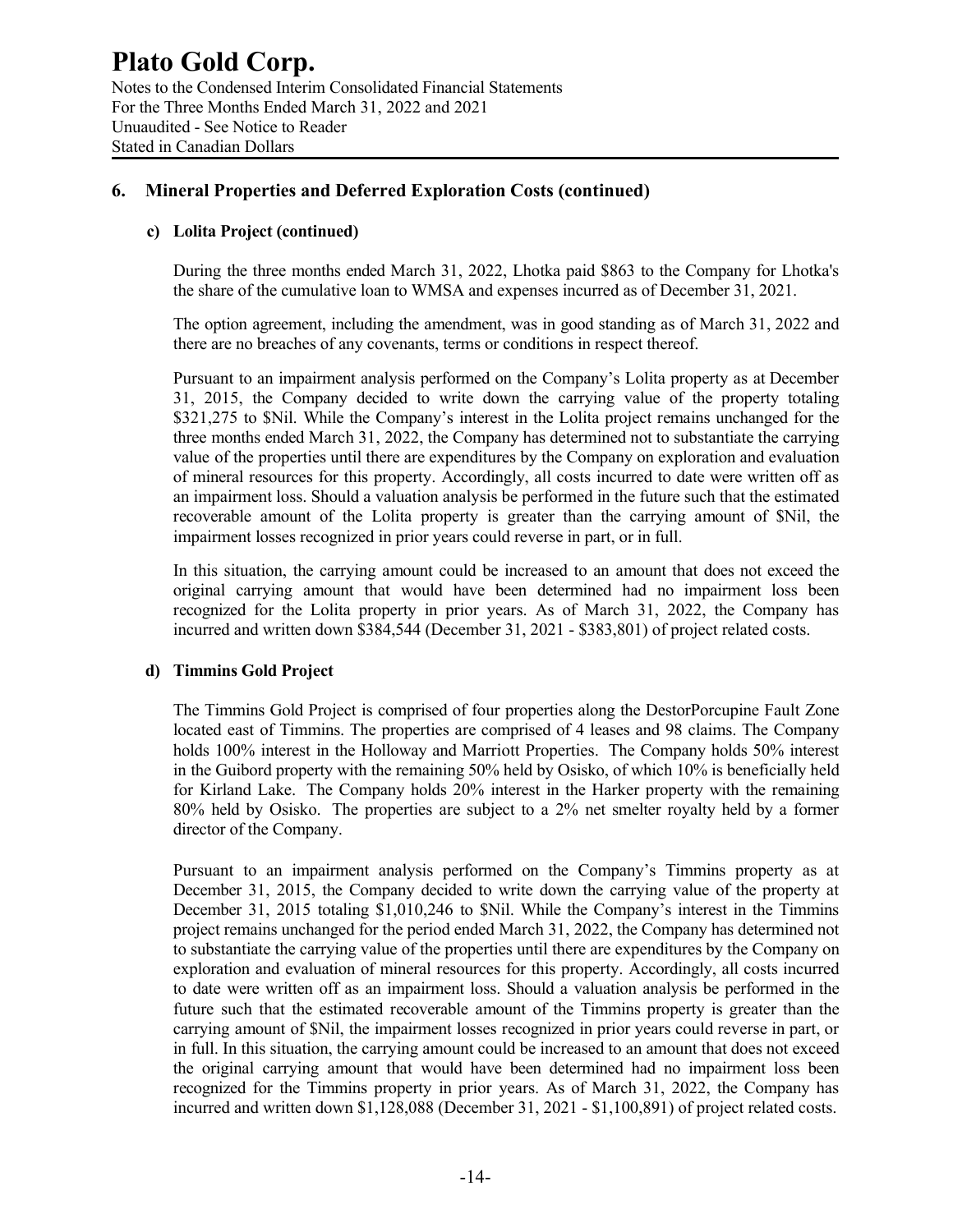## 6. Mineral Properties and Deferred Exploration Costs (continued)

### c) Lolita Project (continued)

During the three months ended March 31, 2022, Lhotka paid $863 to the Company for Lhotka's the share of the cumulative loan to WMSA and expenses incurred as of December 31, 2021.

The option agreement, including the amendment, was in good standing as of March 31, 2022 and there are no breaches of any covenants, terms or conditions in respect thereof.

Pursuant to an impairment analysis performed on the Company's Lolita property as at December 31, 2015, the Company decided to write down the carrying value of the property totaling $321,275 to $Nil. While the Company's interest in the Lolita project remains unchanged for the three months ended March 31, 2022, the Company has determined not to substantiate the carrying value of the properties until there are expenditures by the Company on exploration and evaluation of mineral resources for this property. Accordingly, all costs incurred to date were written off as an impairment loss. Should a valuation analysis be performed in the future such that the estimated recoverable amount of the Lolita property is greater than the carrying amount of $Nil, the impairment losses recognized in prior years could reverse in part, or in full.

In this situation, the carrying amount could be increased to an amount that does not exceed the original carrying amount that would have been determined had no impairment loss been recognized for the Lolita property in prior years. As of March 31, 2022, the Company has incurred and written down $384,544 (December 31, 2021 - $383,801) of project related costs.

### d) Timmins Gold Project

The Timmins Gold Project is comprised of four properties along the DestorPorcupine Fault Zone located east of Timmins. The properties are comprised of 4 leases and 98 claims. The Company holds 100% interest in the Holloway and Marriott Properties. The Company holds 50% interest in the Guibord property with the remaining 50% held by Osisko, of which 10% is beneficially held for Kirland Lake. The Company holds 20% interest in the Harker property with the remaining 80% held by Osisko. The properties are subject to a 2% net smelter royalty held by a former director of the Company.

Pursuant to an impairment analysis performed on the Company's Timmins property as at December 31, 2015, the Company decided to write down the carrying value of the property at December 31, 2015 totaling $1,010,246 to $Nil. While the Company's interest in the Timmins project remains unchanged for the period ended March 31, 2022, the Company has determined not to substantiate the carrying value of the properties until there are expenditures by the Company on exploration and evaluation of mineral resources for this property. Accordingly, all costs incurred to date were written off as an impairment loss. Should a valuation analysis be performed in the future such that the estimated recoverable amount of the Timmins property is greater than the carrying amount of $Nil, the impairment losses recognized in prior years could reverse in part, or in full. In this situation, the carrying amount could be increased to an amount that does not exceed the original carrying amount that would have been determined had no impairment loss been recognized for the Timmins property in prior years. As of March 31, 2022, the Company has incurred and written down $1,128,088 (December 31, 2021 - $1,100,891) of project related costs.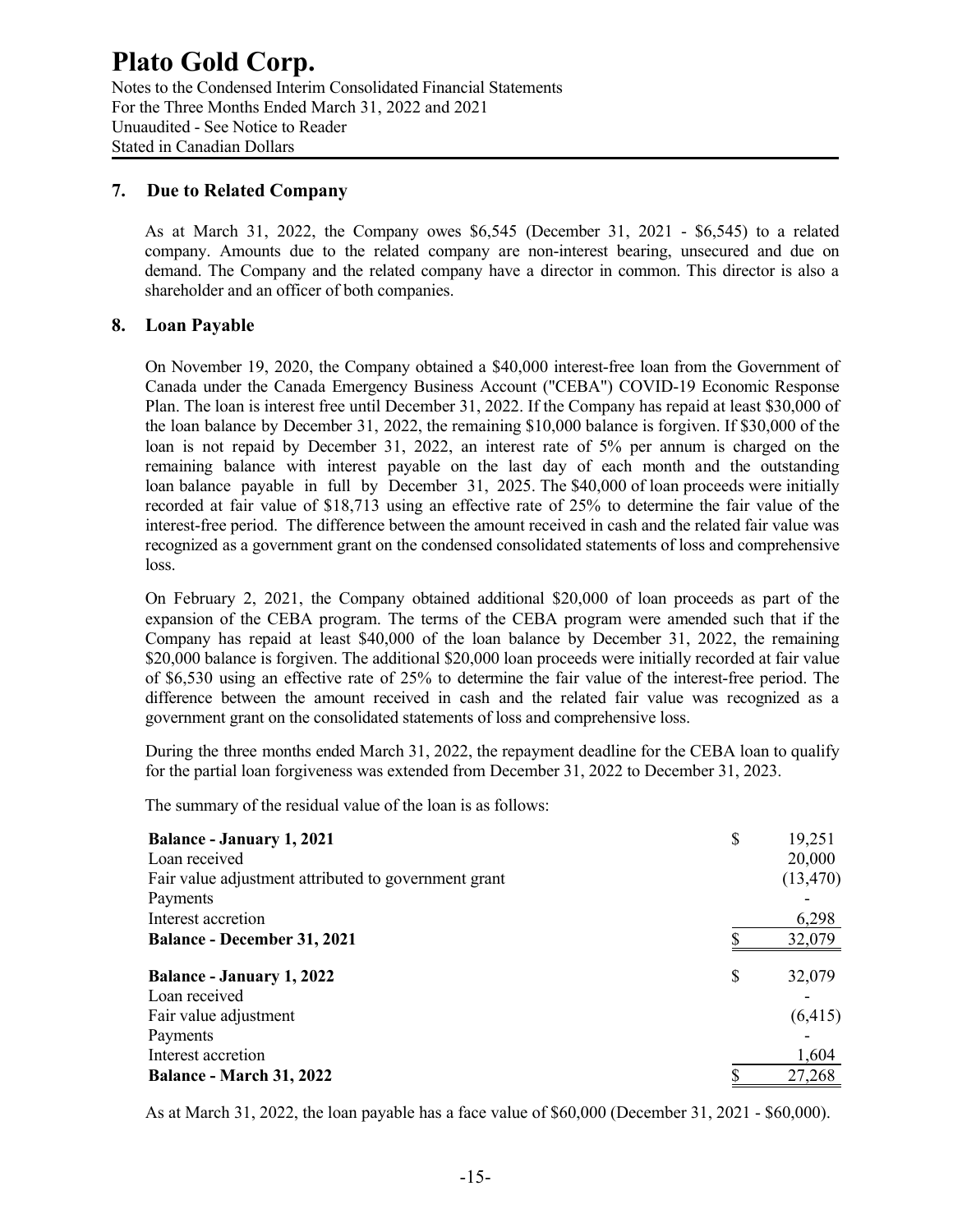# Plato Gold Corp.

Notes to the Condensed Interim Consolidated Financial Statements
For the Three Months Ended March 31, 2022 and 2021
Unuaudited - See Notice to Reader
Stated in Canadian Dollars

## 7. Due to Related Company

As at March 31, 2022, the Company owes $6,545 (December 31, 2021 - $6,545) to a related company. Amounts due to the related company are non-interest bearing, unsecured and due on demand. The Company and the related company have a director in common. This director is also a shareholder and an officer of both companies.

## 8. Loan Payable

On November 19, 2020, the Company obtained a $40,000 interest-free loan from the Government of Canada under the Canada Emergency Business Account ("CEBA") COVID-19 Economic Response Plan. The loan is interest free until December 31, 2022. If the Company has repaid at least $30,000 of the loan balance by December 31, 2022, the remaining $10,000 balance is forgiven. If $30,000 of the loan is not repaid by December 31, 2022, an interest rate of 5% per annum is charged on the remaining balance with interest payable on the last day of each month and the outstanding loan balance payable in full by December 31, 2025. The $40,000 of loan proceeds were initially recorded at fair value of $18,713 using an effective rate of 25% to determine the fair value of the interest-free period. The difference between the amount received in cash and the related fair value was recognized as a government grant on the condensed consolidated statements of loss and comprehensive loss.

On February 2, 2021, the Company obtained additional $20,000 of loan proceeds as part of the expansion of the CEBA program. The terms of the CEBA program were amended such that if the Company has repaid at least $40,000 of the loan balance by December 31, 2022, the remaining $20,000 balance is forgiven. The additional $20,000 loan proceeds were initially recorded at fair value of $6,530 using an effective rate of 25% to determine the fair value of the interest-free period. The difference between the amount received in cash and the related fair value was recognized as a government grant on the consolidated statements of loss and comprehensive loss.

During the three months ended March 31, 2022, the repayment deadline for the CEBA loan to qualify for the partial loan forgiveness was extended from December 31, 2022 to December 31, 2023.

The summary of the residual value of the loan is as follows:

| | | |
|---|---|---|
| **Balance - January 1, 2021** | $ | 19,251 |
| Loan received | | 20,000 |
| Fair value adjustment attributed to government grant | | (13,470) |
| Payments | | - |
| Interest accretion | | 6,298 |
| **Balance - December 31, 2021** | $ | 32,079 |
| **Balance - January 1, 2022** | $ | 32,079 |
| Loan received | | - |
| Fair value adjustment | | (6,415) |
| Payments | | - |
| Interest accretion | | 1,604 |
| **Balance - March 31, 2022** | $ | 27,268 |

As at March 31, 2022, the loan payable has a face value of $60,000 (December 31, 2021 - $60,000).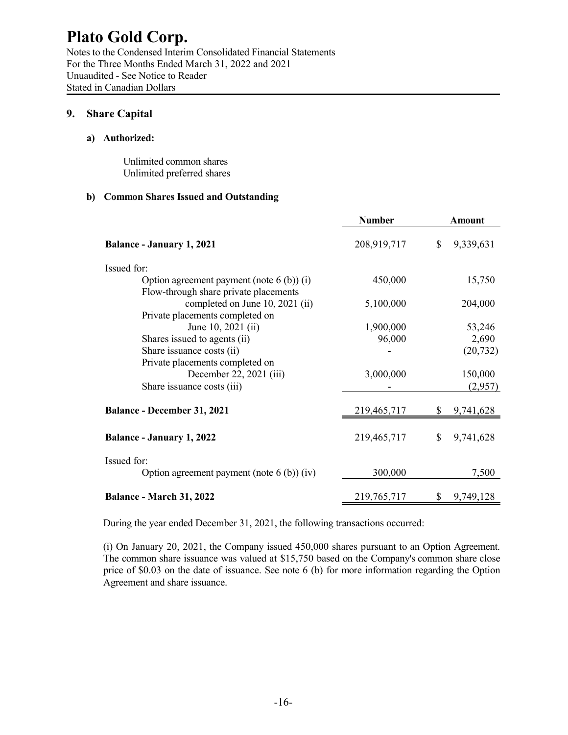# Plato Gold Corp.

Notes to the Condensed Interim Consolidated Financial Statements
For the Three Months Ended March 31, 2022 and 2021
Unuaudited - See Notice to Reader
Stated in Canadian Dollars

## 9. Share Capital

### a) Authorized:

Unlimited common shares
Unlimited preferred shares

### b) Common Shares Issued and Outstanding

| | Number | Amount |
|---|---|---|
| **Balance - January 1, 2021** | 208,919,717 | $ 9,339,631 |
| Issued for: | | |
| Option agreement payment (note 6 (b)) (i) | 450,000 | 15,750 |
| Flow-through share private placements completed on June 10, 2021 (ii) | 5,100,000 | 204,000 |
| Private placements completed on June 10, 2021 (ii) | 1,900,000 | 53,246 |
| Shares issued to agents (ii) | 96,000 | 2,690 |
| Share issuance costs (ii) | - | (20,732) |
| Private placements completed on December 22, 2021 (iii) | 3,000,000 | 150,000 |
| Share issuance costs (iii) | - | (2,957) |
| **Balance - December 31, 2021** | 219,465,717 | $ 9,741,628 |
| **Balance - January 1, 2022** | 219,465,717 | $ 9,741,628 |
| Issued for: | | |
| Option agreement payment (note 6 (b)) (iv) | 300,000 | 7,500 |
| **Balance - March 31, 2022** | 219,765,717 | $ 9,749,128 |

During the year ended December 31, 2021, the following transactions occurred:

(i) On January 20, 2021, the Company issued 450,000 shares pursuant to an Option Agreement. The common share issuance was valued at $15,750 based on the Company's common share close price of $0.03 on the date of issuance. See note 6 (b) for more information regarding the Option Agreement and share issuance.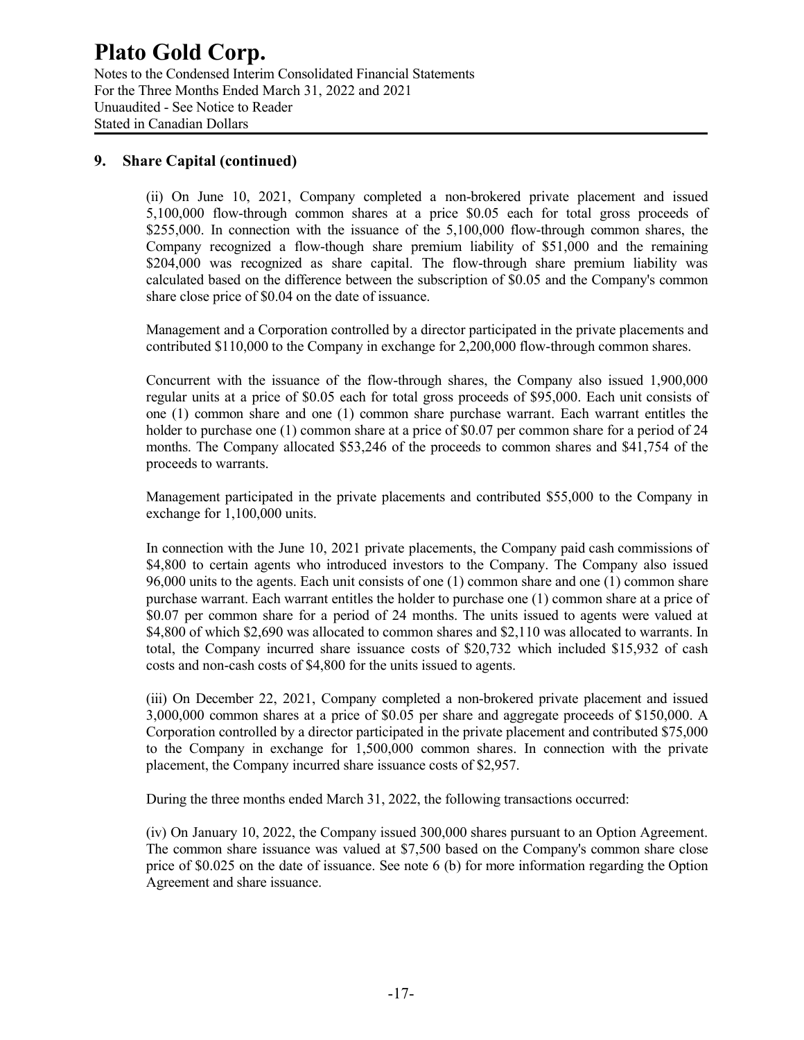## 9. Share Capital (continued)

(ii) On June 10, 2021, Company completed a non-brokered private placement and issued 5,100,000 flow-through common shares at a price $0.05 each for total gross proceeds of $255,000. In connection with the issuance of the 5,100,000 flow-through common shares, the Company recognized a flow-though share premium liability of $51,000 and the remaining $204,000 was recognized as share capital. The flow-through share premium liability was calculated based on the difference between the subscription of $0.05 and the Company's common share close price of $0.04 on the date of issuance.

Management and a Corporation controlled by a director participated in the private placements and contributed $110,000 to the Company in exchange for 2,200,000 flow-through common shares.

Concurrent with the issuance of the flow-through shares, the Company also issued 1,900,000 regular units at a price of $0.05 each for total gross proceeds of $95,000. Each unit consists of one (1) common share and one (1) common share purchase warrant. Each warrant entitles the holder to purchase one (1) common share at a price of $0.07 per common share for a period of 24 months. The Company allocated $53,246 of the proceeds to common shares and $41,754 of the proceeds to warrants.

Management participated in the private placements and contributed $55,000 to the Company in exchange for 1,100,000 units.

In connection with the June 10, 2021 private placements, the Company paid cash commissions of $4,800 to certain agents who introduced investors to the Company. The Company also issued 96,000 units to the agents. Each unit consists of one (1) common share and one (1) common share purchase warrant. Each warrant entitles the holder to purchase one (1) common share at a price of $0.07 per common share for a period of 24 months. The units issued to agents were valued at $4,800 of which $2,690 was allocated to common shares and $2,110 was allocated to warrants. In total, the Company incurred share issuance costs of $20,732 which included $15,932 of cash costs and non-cash costs of $4,800 for the units issued to agents.

(iii) On December 22, 2021, Company completed a non-brokered private placement and issued 3,000,000 common shares at a price of $0.05 per share and aggregate proceeds of $150,000. A Corporation controlled by a director participated in the private placement and contributed $75,000 to the Company in exchange for 1,500,000 common shares. In connection with the private placement, the Company incurred share issuance costs of $2,957.

During the three months ended March 31, 2022, the following transactions occurred:

(iv) On January 10, 2022, the Company issued 300,000 shares pursuant to an Option Agreement. The common share issuance was valued at $7,500 based on the Company's common share close price of $0.025 on the date of issuance. See note 6 (b) for more information regarding the Option Agreement and share issuance.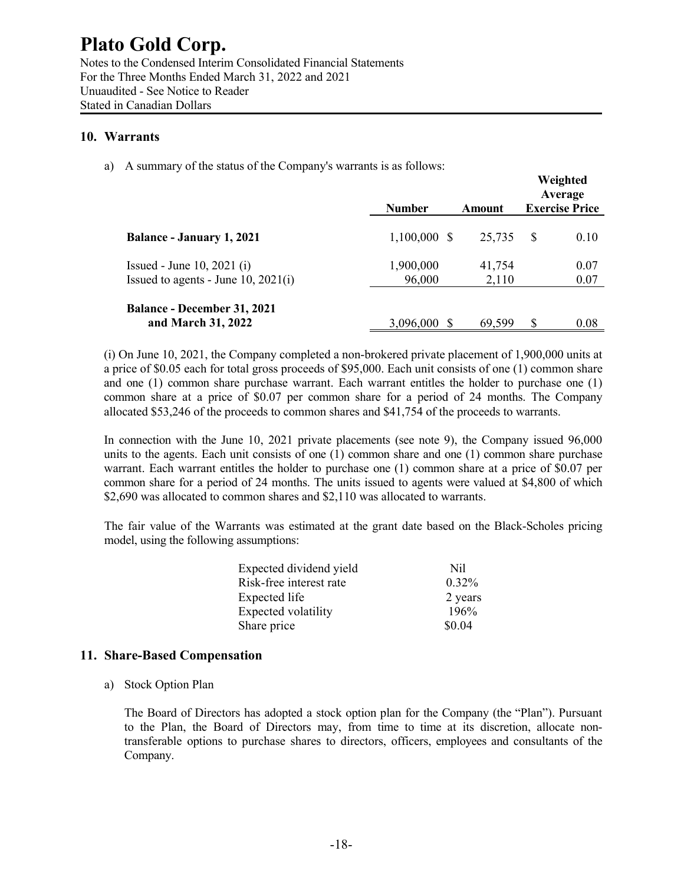## 10. Warrants

a) A summary of the status of the Company's warrants is as follows:

| | Number | Amount | Weighted Average Exercise Price |
|---|---|---|---|
| **Balance - January 1, 2021** | 1,100,000 | $ 25,735 | $ 0.10 |
| Issued - June 10, 2021 (i) | 1,900,000 | 41,754 | 0.07 |
| Issued to agents - June 10, 2021(i) | 96,000 | 2,110 | 0.07 |
| **Balance - December 31, 2021 and March 31, 2022** | 3,096,000 | $ 69,599 | $ 0.08 |

(i) On June 10, 2021, the Company completed a non-brokered private placement of 1,900,000 units at a price of $0.05 each for total gross proceeds of $95,000. Each unit consists of one (1) common share and one (1) common share purchase warrant. Each warrant entitles the holder to purchase one (1) common share at a price of $0.07 per common share for a period of 24 months. The Company allocated $53,246 of the proceeds to common shares and $41,754 of the proceeds to warrants.

In connection with the June 10, 2021 private placements (see note 9), the Company issued 96,000 units to the agents. Each unit consists of one (1) common share and one (1) common share purchase warrant. Each warrant entitles the holder to purchase one (1) common share at a price of $0.07 per common share for a period of 24 months. The units issued to agents were valued at $4,800 of which $2,690 was allocated to common shares and $2,110 was allocated to warrants.

The fair value of the Warrants was estimated at the grant date based on the Black-Scholes pricing model, using the following assumptions:

| | |
|---|---|
| Expected dividend yield | Nil |
| Risk-free interest rate | 0.32% |
| Expected life | 2 years |
| Expected volatility | 196% |
| Share price | $0.04 |

## 11. Share-Based Compensation

a) Stock Option Plan

The Board of Directors has adopted a stock option plan for the Company (the "Plan"). Pursuant to the Plan, the Board of Directors may, from time to time at its discretion, allocate non-transferable options to purchase shares to directors, officers, employees and consultants of the Company.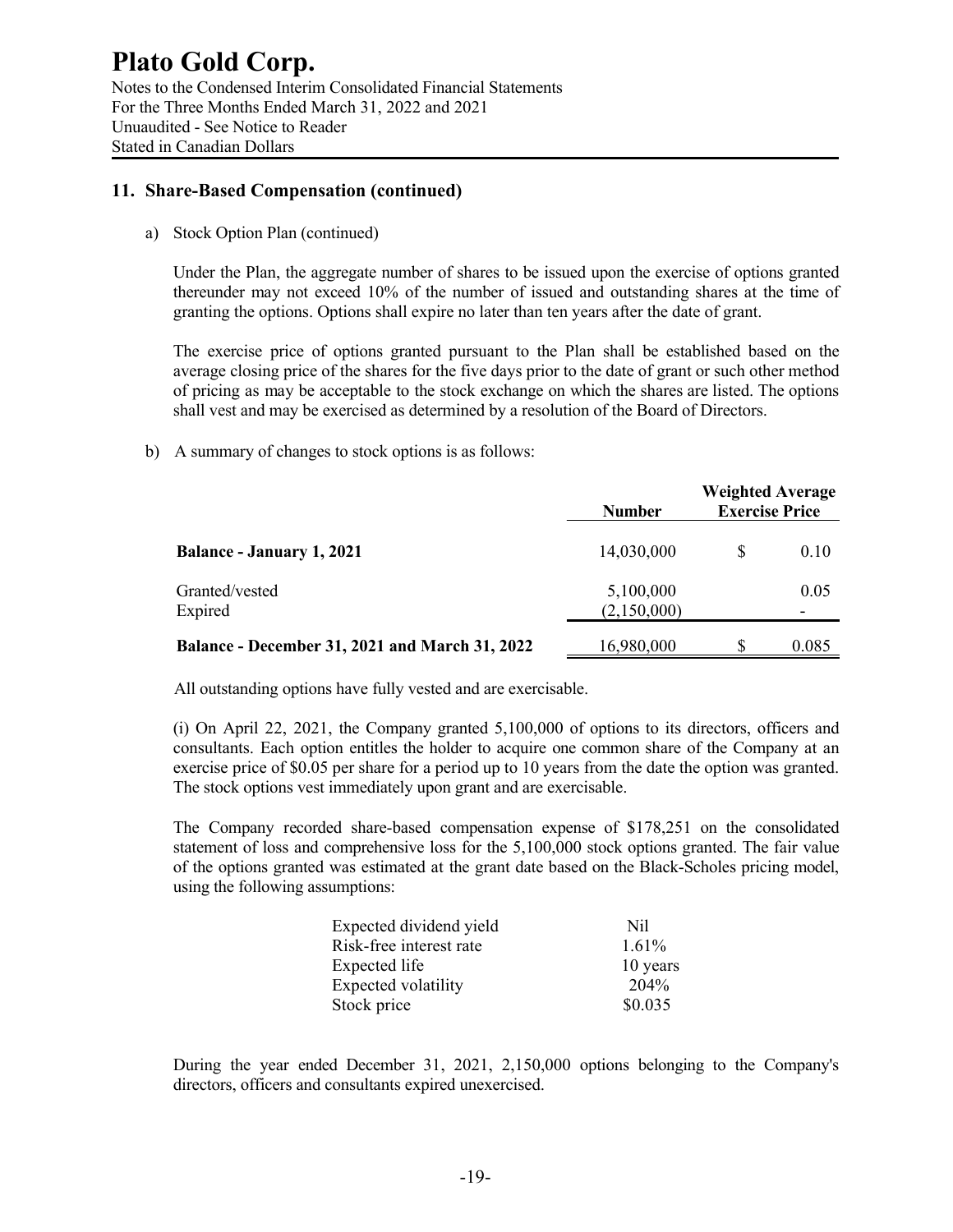## 11. Share-Based Compensation (continued)

a) Stock Option Plan (continued)

Under the Plan, the aggregate number of shares to be issued upon the exercise of options granted thereunder may not exceed 10% of the number of issued and outstanding shares at the time of granting the options. Options shall expire no later than ten years after the date of grant.

The exercise price of options granted pursuant to the Plan shall be established based on the average closing price of the shares for the five days prior to the date of grant or such other method of pricing as may be acceptable to the stock exchange on which the shares are listed. The options shall vest and may be exercised as determined by a resolution of the Board of Directors.

b) A summary of changes to stock options is as follows:

| | Number | Weighted Average Exercise Price |
|---|---|---|
| **Balance - January 1, 2021** | 14,030,000 | $ 0.10 |
| Granted/vested | 5,100,000 | 0.05 |
| Expired | (2,150,000) | - |
| **Balance - December 31, 2021 and March 31, 2022** | 16,980,000 | $ 0.085 |

All outstanding options have fully vested and are exercisable.

(i) On April 22, 2021, the Company granted 5,100,000 of options to its directors, officers and consultants. Each option entitles the holder to acquire one common share of the Company at an exercise price of $0.05 per share for a period up to 10 years from the date the option was granted. The stock options vest immediately upon grant and are exercisable.

The Company recorded share-based compensation expense of $178,251 on the consolidated statement of loss and comprehensive loss for the 5,100,000 stock options granted. The fair value of the options granted was estimated at the grant date based on the Black-Scholes pricing model, using the following assumptions:

| | |
|---|---|
| Expected dividend yield | Nil |
| Risk-free interest rate | 1.61% |
| Expected life | 10 years |
| Expected volatility | 204% |
| Stock price | $0.035 |

During the year ended December 31, 2021, 2,150,000 options belonging to the Company's directors, officers and consultants expired unexercised.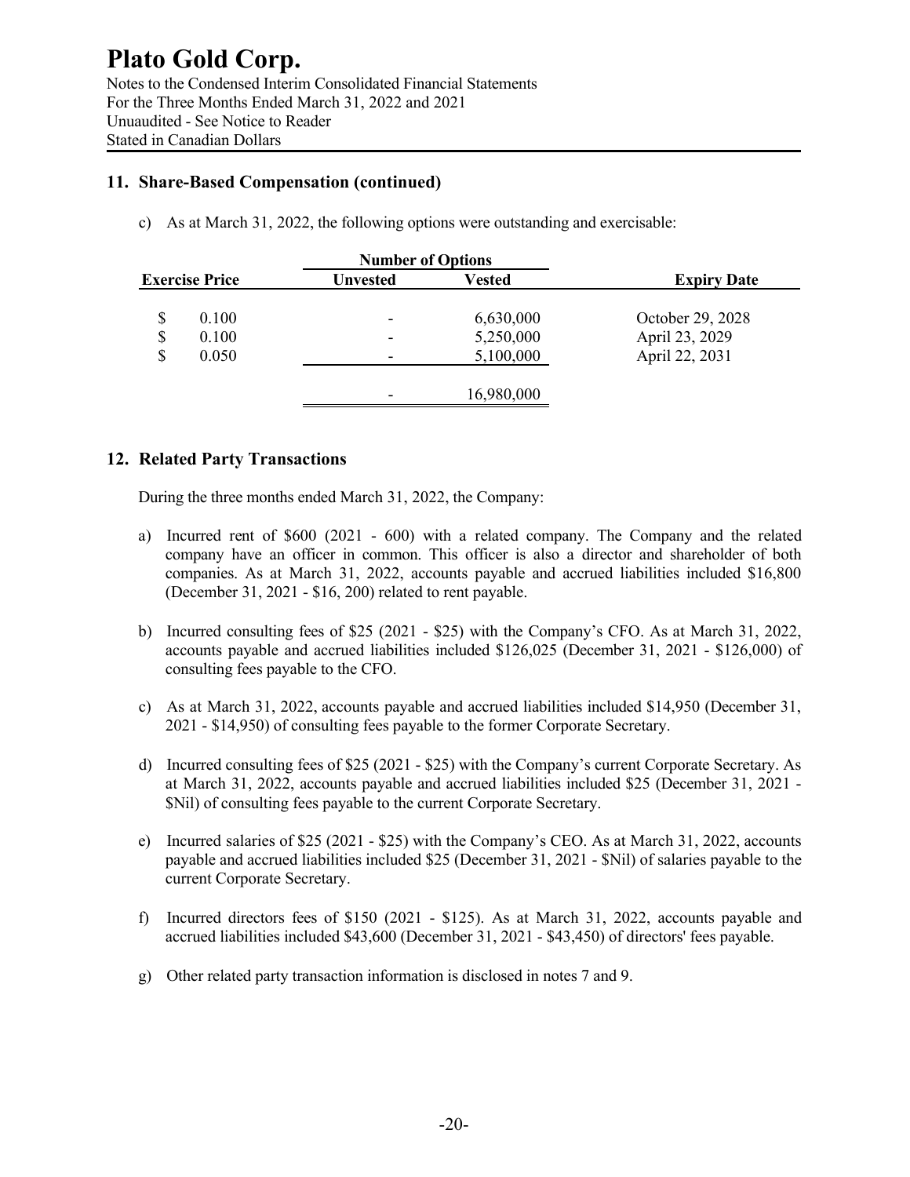## 11. Share-Based Compensation (continued)

c) As at March 31, 2022, the following options were outstanding and exercisable:

| Exercise Price | Number of Options | | Expiry Date |
|---|---|---|---|
| | Unvested | Vested | |
| $ 0.100 | - | 6,630,000 | October 29, 2028 |
| $ 0.100 | - | 5,250,000 | April 23, 2029 |
| $ 0.050 | - | 5,100,000 | April 22, 2031 |
| | - | 16,980,000 | |

## 12. Related Party Transactions

During the three months ended March 31, 2022, the Company:

a) Incurred rent of $600 (2021 - 600) with a related company. The Company and the related company have an officer in common. This officer is also a director and shareholder of both companies. As at March 31, 2022, accounts payable and accrued liabilities included $16,800 (December 31, 2021 - $16, 200) related to rent payable.

b) Incurred consulting fees of $25 (2021 - $25) with the Company's CFO. As at March 31, 2022, accounts payable and accrued liabilities included $126,025 (December 31, 2021 - $126,000) of consulting fees payable to the CFO.

c) As at March 31, 2022, accounts payable and accrued liabilities included $14,950 (December 31, 2021 - $14,950) of consulting fees payable to the former Corporate Secretary.

d) Incurred consulting fees of $25 (2021 - $25) with the Company's current Corporate Secretary. As at March 31, 2022, accounts payable and accrued liabilities included $25 (December 31, 2021 - $Nil) of consulting fees payable to the current Corporate Secretary.

e) Incurred salaries of $25 (2021 - $25) with the Company's CEO. As at March 31, 2022, accounts payable and accrued liabilities included $25 (December 31, 2021 - $Nil) of salaries payable to the current Corporate Secretary.

f) Incurred directors fees of $150 (2021 - $125). As at March 31, 2022, accounts payable and accrued liabilities included $43,600 (December 31, 2021 - $43,450) of directors' fees payable.

g) Other related party transaction information is disclosed in notes 7 and 9.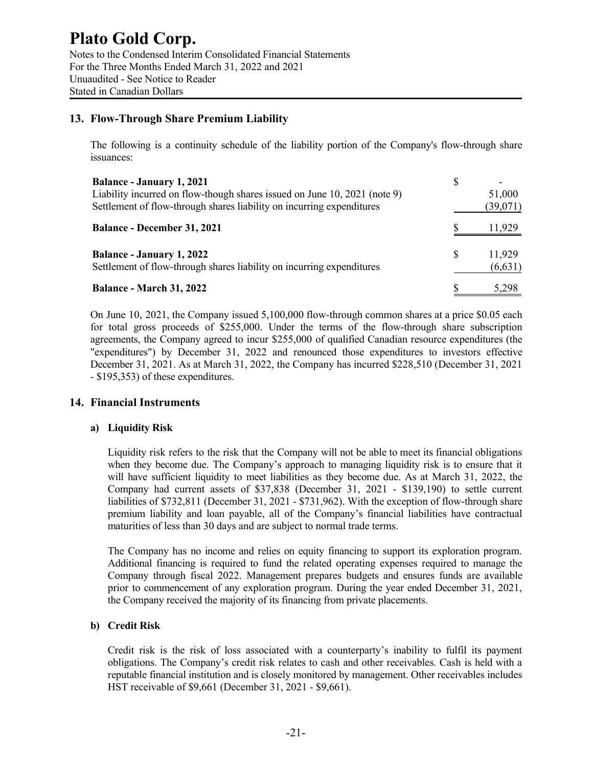## 13. Flow-Through Share Premium Liability

The following is a continuity schedule of the liability portion of the Company's flow-through share issuances:

| | |
|---|---|
| **Balance - January 1, 2021** | $ - |
| Liability incurred on flow-though shares issued on June 10, 2021 (note 9) | 51,000 |
| Settlement of flow-through shares liability on incurring expenditures | (39,071) |
| **Balance - December 31, 2021** | $ 11,929 |
| **Balance - January 1, 2022** | $ 11,929 |
| Settlement of flow-through shares liability on incurring expenditures | (6,631) |
| **Balance - March 31, 2022** | $ 5,298 |

On June 10, 2021, the Company issued 5,100,000 flow-through common shares at a price $0.05 each for total gross proceeds of $255,000. Under the terms of the flow-through share subscription agreements, the Company agreed to incur $255,000 of qualified Canadian resource expenditures (the "expenditures") by December 31, 2022 and renounced those expenditures to investors effective December 31, 2021. As at March 31, 2022, the Company has incurred $228,510 (December 31, 2021 - $195,353) of these expenditures.

## 14. Financial Instruments

### a) Liquidity Risk

Liquidity risk refers to the risk that the Company will not be able to meet its financial obligations when they become due. The Company's approach to managing liquidity risk is to ensure that it will have sufficient liquidity to meet liabilities as they become due. As at March 31, 2022, the Company had current assets of $37,838 (December 31, 2021 - $139,190) to settle current liabilities of $732,811 (December 31, 2021 - $731,962). With the exception of flow-through share premium liability and loan payable, all of the Company's financial liabilities have contractual maturities of less than 30 days and are subject to normal trade terms.

The Company has no income and relies on equity financing to support its exploration program. Additional financing is required to fund the related operating expenses required to manage the Company through fiscal 2022. Management prepares budgets and ensures funds are available prior to commencement of any exploration program. During the year ended December 31, 2021, the Company received the majority of its financing from private placements.

### b) Credit Risk

Credit risk is the risk of loss associated with a counterparty's inability to fulfil its payment obligations. The Company's credit risk relates to cash and other receivables. Cash is held with a reputable financial institution and is closely monitored by management. Other receivables includes HST receivable of $9,661 (December 31, 2021 - $9,661).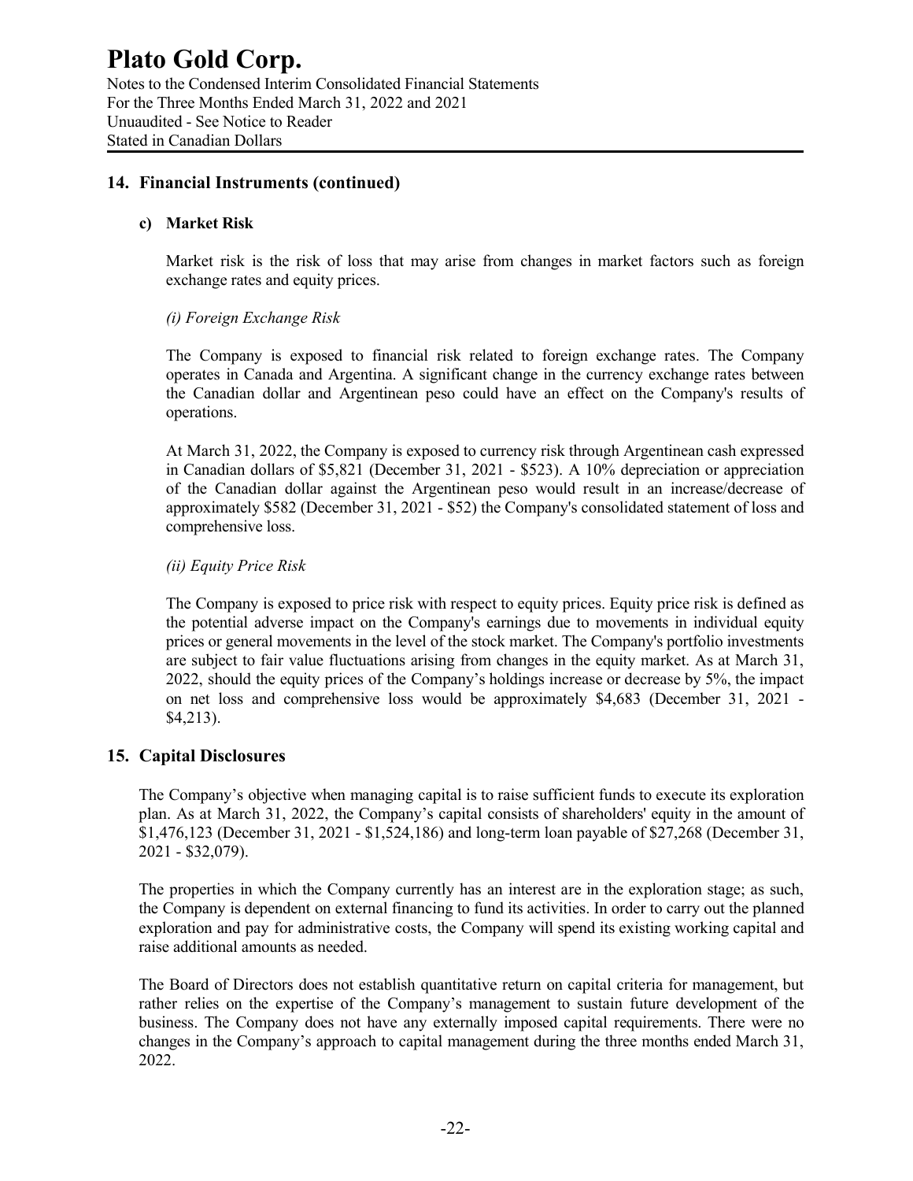## 14. Financial Instruments (continued)

### c) Market Risk

Market risk is the risk of loss that may arise from changes in market factors such as foreign exchange rates and equity prices.

*(i) Foreign Exchange Risk*

The Company is exposed to financial risk related to foreign exchange rates. The Company operates in Canada and Argentina. A significant change in the currency exchange rates between the Canadian dollar and Argentinean peso could have an effect on the Company's results of operations.

At March 31, 2022, the Company is exposed to currency risk through Argentinean cash expressed in Canadian dollars of $5,821 (December 31, 2021 - $523). A 10% depreciation or appreciation of the Canadian dollar against the Argentinean peso would result in an increase/decrease of approximately $582 (December 31, 2021 - $52) the Company's consolidated statement of loss and comprehensive loss.

*(ii) Equity Price Risk*

The Company is exposed to price risk with respect to equity prices. Equity price risk is defined as the potential adverse impact on the Company's earnings due to movements in individual equity prices or general movements in the level of the stock market. The Company's portfolio investments are subject to fair value fluctuations arising from changes in the equity market. As at March 31, 2022, should the equity prices of the Company's holdings increase or decrease by 5%, the impact on net loss and comprehensive loss would be approximately $4,683 (December 31, 2021 - $4,213).

## 15. Capital Disclosures

The Company's objective when managing capital is to raise sufficient funds to execute its exploration plan. As at March 31, 2022, the Company's capital consists of shareholders' equity in the amount of $1,476,123 (December 31, 2021 - $1,524,186) and long-term loan payable of $27,268 (December 31, 2021 - $32,079).

The properties in which the Company currently has an interest are in the exploration stage; as such, the Company is dependent on external financing to fund its activities. In order to carry out the planned exploration and pay for administrative costs, the Company will spend its existing working capital and raise additional amounts as needed.

The Board of Directors does not establish quantitative return on capital criteria for management, but rather relies on the expertise of the Company's management to sustain future development of the business. The Company does not have any externally imposed capital requirements. There were no changes in the Company's approach to capital management during the three months ended March 31, 2022.